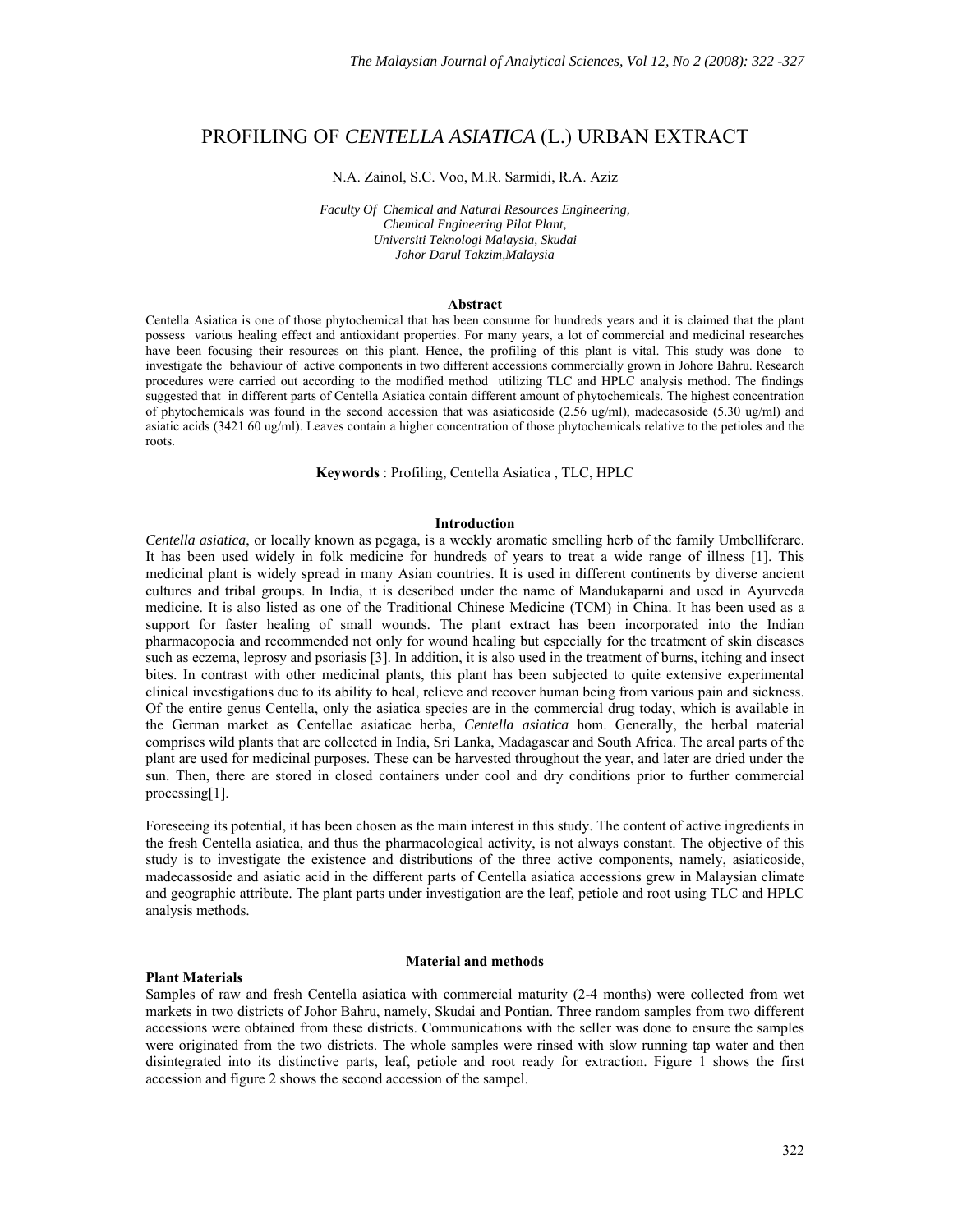# PROFILING OF *CENTELLA ASIATICA* (L.) URBAN EXTRACT

N.A. Zainol, S.C. Voo, M.R. Sarmidi, R.A. Aziz

*Faculty Of Chemical and Natural Resources Engineering,*
*Chemical Engineering Pilot Plant,*
*Universiti Teknologi Malaysia, Skudai*
*Johor Darul Takzim,Malaysia*

## Abstract

Centella Asiatica is one of those phytochemical that has been consume for hundreds years and it is claimed that the plant possess various healing effect and antioxidant properties. For many years, a lot of commercial and medicinal researches have been focusing their resources on this plant. Hence, the profiling of this plant is vital. This study was done to investigate the behaviour of active components in two different accessions commercially grown in Johore Bahru. Research procedures were carried out according to the modified method utilizing TLC and HPLC analysis method. The findings suggested that in different parts of Centella Asiatica contain different amount of phytochemicals. The highest concentration of phytochemicals was found in the second accession that was asiaticoside (2.56 ug/ml), madecasoside (5.30 ug/ml) and asiatic acids (3421.60 ug/ml). Leaves contain a higher concentration of those phytochemicals relative to the petioles and the roots.

**Keywords** : Profiling, Centella Asiatica , TLC, HPLC

## Introduction

*Centella asiatica*, or locally known as pegaga, is a weekly aromatic smelling herb of the family Umbelliferare. It has been used widely in folk medicine for hundreds of years to treat a wide range of illness [1]. This medicinal plant is widely spread in many Asian countries. It is used in different continents by diverse ancient cultures and tribal groups. In India, it is described under the name of Mandukaparni and used in Ayurveda medicine. It is also listed as one of the Traditional Chinese Medicine (TCM) in China. It has been used as a support for faster healing of small wounds. The plant extract has been incorporated into the Indian pharmacopoeia and recommended not only for wound healing but especially for the treatment of skin diseases such as eczema, leprosy and psoriasis [3]. In addition, it is also used in the treatment of burns, itching and insect bites. In contrast with other medicinal plants, this plant has been subjected to quite extensive experimental clinical investigations due to its ability to heal, relieve and recover human being from various pain and sickness. Of the entire genus Centella, only the asiatica species are in the commercial drug today, which is available in the German market as Centellae asiaticae herba, *Centella asiatica* hom. Generally, the herbal material comprises wild plants that are collected in India, Sri Lanka, Madagascar and South Africa. The areal parts of the plant are used for medicinal purposes. These can be harvested throughout the year, and later are dried under the sun. Then, there are stored in closed containers under cool and dry conditions prior to further commercial processing[1].

Foreseeing its potential, it has been chosen as the main interest in this study. The content of active ingredients in the fresh Centella asiatica, and thus the pharmacological activity, is not always constant. The objective of this study is to investigate the existence and distributions of the three active components, namely, asiaticoside, madecassoside and asiatic acid in the different parts of Centella asiatica accessions grew in Malaysian climate and geographic attribute. The plant parts under investigation are the leaf, petiole and root using TLC and HPLC analysis methods.

## Material and methods

### Plant Materials

Samples of raw and fresh Centella asiatica with commercial maturity (2-4 months) were collected from wet markets in two districts of Johor Bahru, namely, Skudai and Pontian. Three random samples from two different accessions were obtained from these districts. Communications with the seller was done to ensure the samples were originated from the two districts. The whole samples were rinsed with slow running tap water and then disintegrated into its distinctive parts, leaf, petiole and root ready for extraction. Figure 1 shows the first accession and figure 2 shows the second accession of the sampel.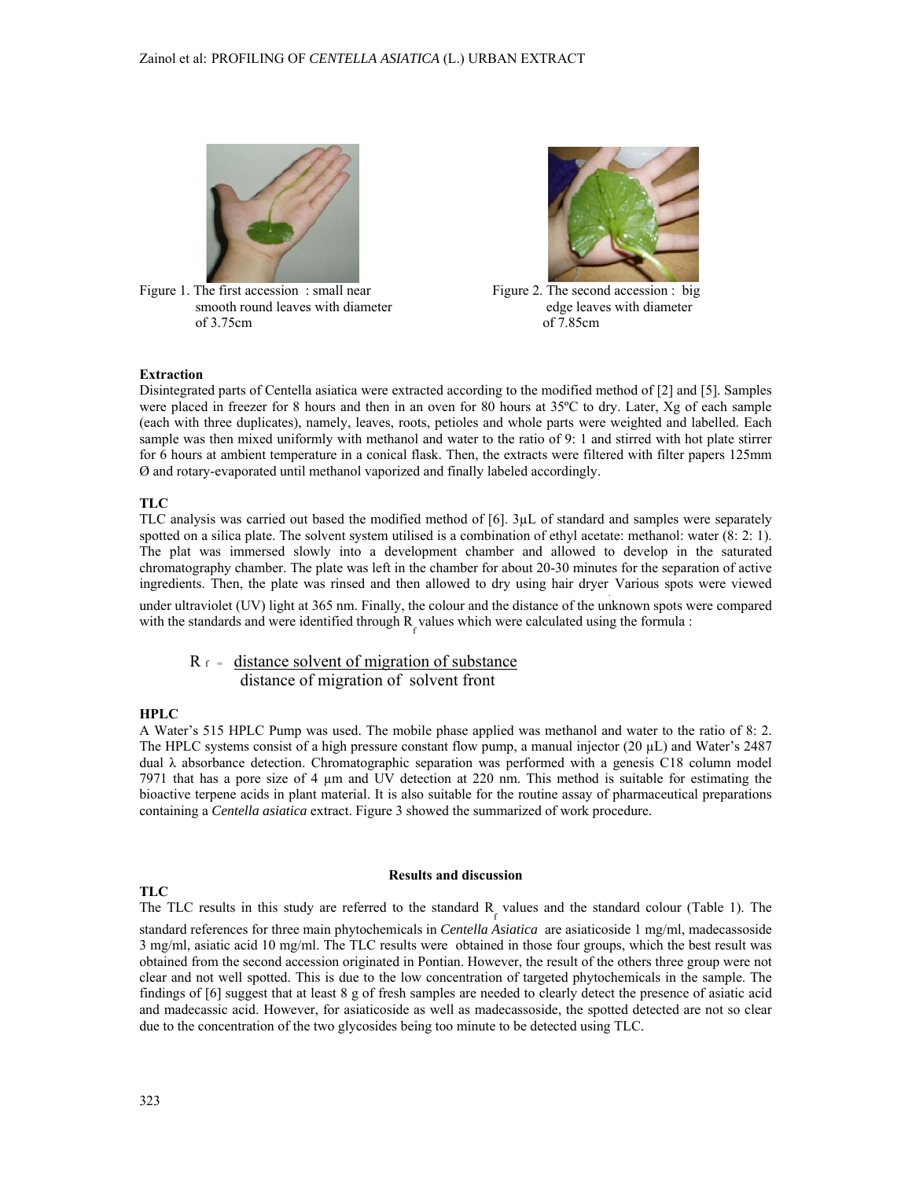Figure 1. The first accession : small near smooth round leaves with diameter of 3.75cm

Figure 2. The second accession : big edge leaves with diameter of 7.85cm

### Extraction

Disintegrated parts of Centella asiatica were extracted according to the modified method of [2] and [5]. Samples were placed in freezer for 8 hours and then in an oven for 80 hours at 35ºC to dry. Later, Xg of each sample (each with three duplicates), namely, leaves, roots, petioles and whole parts were weighted and labelled. Each sample was then mixed uniformly with methanol and water to the ratio of 9: 1 and stirred with hot plate stirrer for 6 hours at ambient temperature in a conical flask. Then, the extracts were filtered with filter papers 125mm Ø and rotary-evaporated until methanol vaporized and finally labeled accordingly.

### TLC

TLC analysis was carried out based the modified method of [6]. 3µL of standard and samples were separately spotted on a silica plate. The solvent system utilised is a combination of ethyl acetate: methanol: water (8: 2: 1). The plat was immersed slowly into a development chamber and allowed to develop in the saturated chromatography chamber. The plate was left in the chamber for about 20-30 minutes for the separation of active ingredients. Then, the plate was rinsed and then allowed to dry using hair dryer Various spots were viewed under ultraviolet (UV) light at 365 nm. Finally, the colour and the distance of the unknown spots were compared with the standards and were identified through $R_f$ values which were calculated using the formula :

$$R_f = \frac{\text{distance solvent of migration of substance}}{\text{distance of migration of solvent front}}$$

### HPLC

A Water's 515 HPLC Pump was used. The mobile phase applied was methanol and water to the ratio of 8: 2. The HPLC systems consist of a high pressure constant flow pump, a manual injector (20 µL) and Water's 2487 dual λ absorbance detection. Chromatographic separation was performed with a genesis C18 column model 7971 that has a pore size of 4 µm and UV detection at 220 nm. This method is suitable for estimating the bioactive terpene acids in plant material. It is also suitable for the routine assay of pharmaceutical preparations containing a *Centella asiatica* extract. Figure 3 showed the summarized of work procedure.

## Results and discussion

### TLC

The TLC results in this study are referred to the standard $R_f$ values and the standard colour (Table 1). The standard references for three main phytochemicals in *Centella Asiatica* are asiaticoside 1 mg/ml, madecassoside 3 mg/ml, asiatic acid 10 mg/ml. The TLC results were obtained in those four groups, which the best result was obtained from the second accession originated in Pontian. However, the result of the others three group were not clear and not well spotted. This is due to the low concentration of targeted phytochemicals in the sample. The findings of [6] suggest that at least 8 g of fresh samples are needed to clearly detect the presence of asiatic acid and madecassic acid. However, for asiaticoside as well as madecassoside, the spotted detected are not so clear due to the concentration of the two glycosides being too minute to be detected using TLC.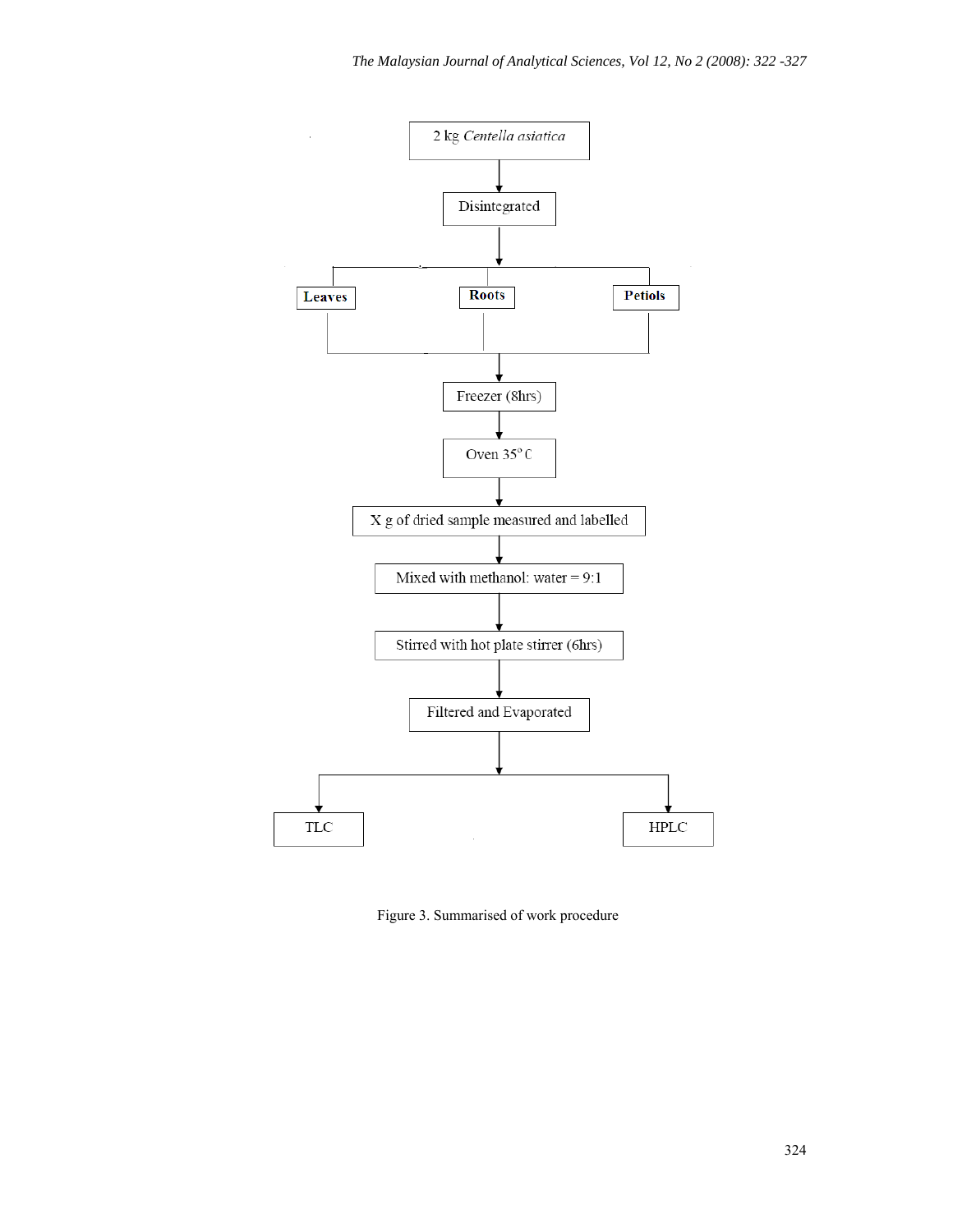2 kg *Centella asiatica*

↓

Disintegrated

↓

**Leaves** | **Roots** | **Petiols**

↓

Freezer (8hrs)

↓

Oven 35$^o$ C

↓

X g of dried sample measured and labelled

↓

Mixed with methanol: water = 9:1

↓

Stirred with hot plate stirrer (6hrs)

↓

Filtered and Evaporated

↓

TLC | HPLC

Figure 3. Summarised of work procedure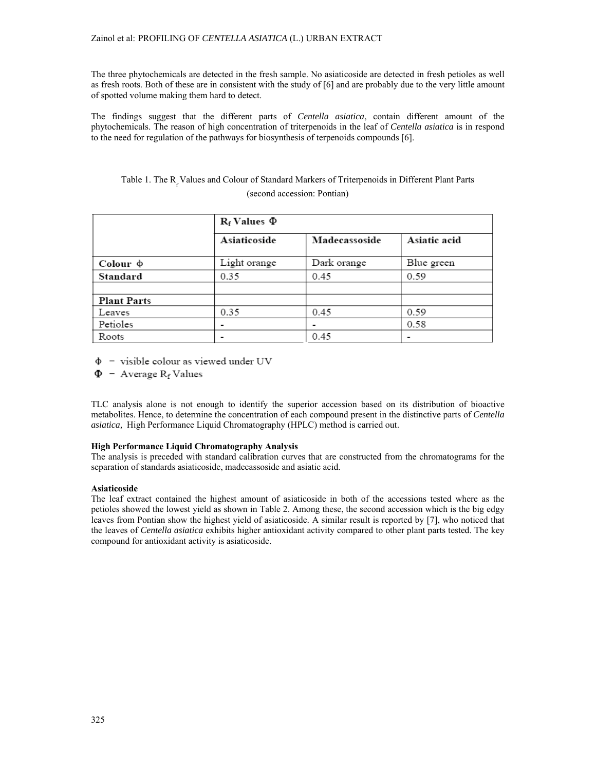The three phytochemicals are detected in the fresh sample. No asiaticoside are detected in fresh petioles as well as fresh roots. Both of these are in consistent with the study of [6] and are probably due to the very little amount of spotted volume making them hard to detect.

The findings suggest that the different parts of *Centella asiatica*, contain different amount of the phytochemicals. The reason of high concentration of triterpenoids in the leaf of *Centella asiatica* is in respond to the need for regulation of the pathways for biosynthesis of terpenoids compounds [6].

Table 1. The $R_f$ Values and Colour of Standard Markers of Triterpenoids in Different Plant Parts (second accession: Pontian)

| | **$R_f$ Values Φ** | | |
|---|---|---|---|
| | **Asiaticoside** | **Madecassoside** | **Asiatic acid** |
| **Colour ϕ** | Light orange | Dark orange | Blue green |
| **Standard** | 0.35 | 0.45 | 0.59 |
| | | | |
| **Plant Parts** | | | |
| Leaves | 0.35 | 0.45 | 0.59 |
| Petioles | - | - | 0.58 |
| Roots | - | 0.45 | - |

ϕ − visible colour as viewed under UV

Φ − Average $R_f$ Values

TLC analysis alone is not enough to identify the superior accession based on its distribution of bioactive metabolites. Hence, to determine the concentration of each compound present in the distinctive parts of *Centella asiatica,* High Performance Liquid Chromatography (HPLC) method is carried out.

**High Performance Liquid Chromatography Analysis**

The analysis is preceded with standard calibration curves that are constructed from the chromatograms for the separation of standards asiaticoside, madecassoside and asiatic acid.

**Asiaticoside**

The leaf extract contained the highest amount of asiaticoside in both of the accessions tested where as the petioles showed the lowest yield as shown in Table 2. Among these, the second accession which is the big edgy leaves from Pontian show the highest yield of asiaticoside. A similar result is reported by [7], who noticed that the leaves of *Centella asiatica* exhibits higher antioxidant activity compared to other plant parts tested. The key compound for antioxidant activity is asiaticoside.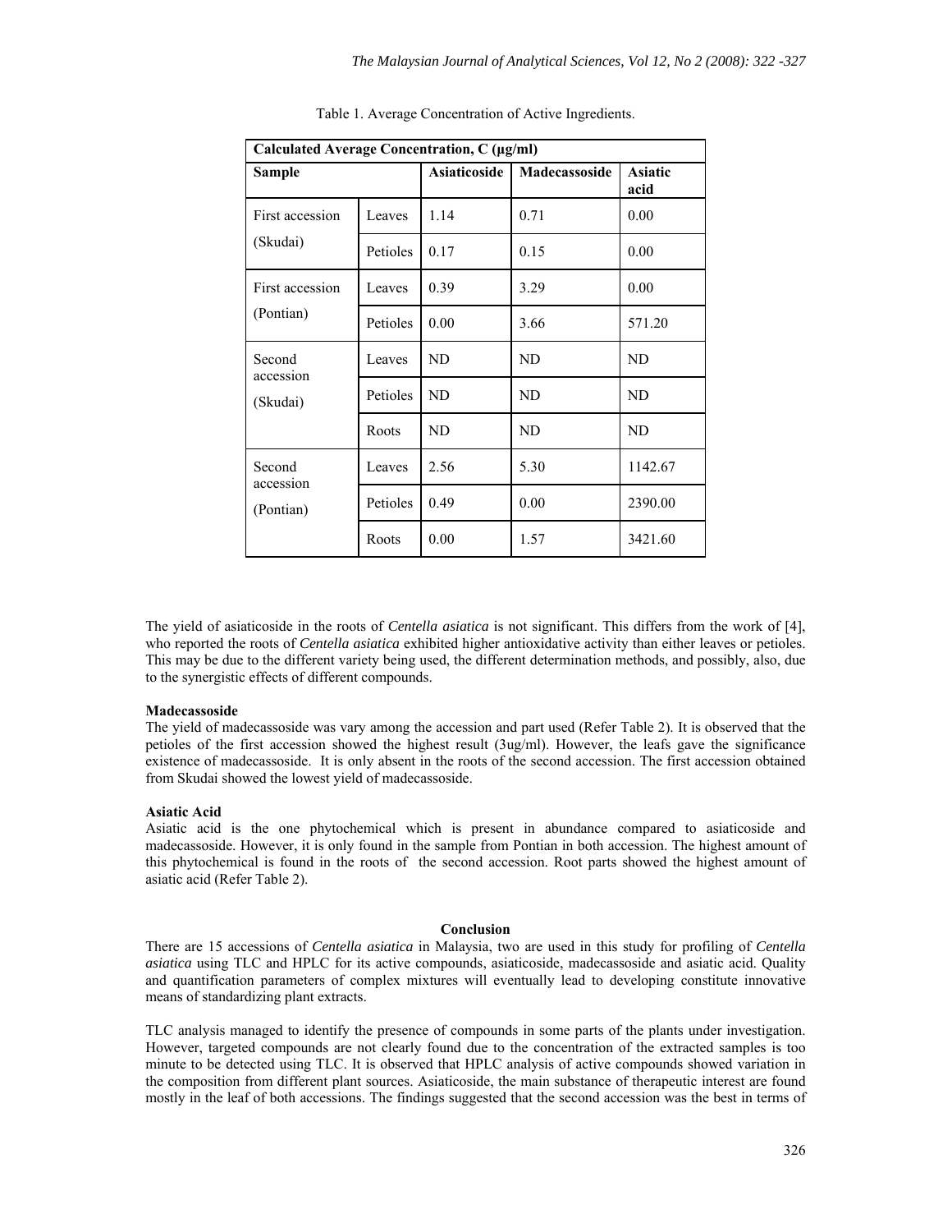Table 1. Average Concentration of Active Ingredients.

| Calculated Average Concentration, C (µg/ml) | | | | |
|---|---|---|---|---|
| **Sample** | | **Asiaticoside** | **Madecassoside** | **Asiatic acid** |
| First accession (Skudai) | Leaves | 1.14 | 0.71 | 0.00 |
| | Petioles | 0.17 | 0.15 | 0.00 |
| First accession (Pontian) | Leaves | 0.39 | 3.29 | 0.00 |
| | Petioles | 0.00 | 3.66 | 571.20 |
| Second accession (Skudai) | Leaves | ND | ND | ND |
| | Petioles | ND | ND | ND |
| | Roots | ND | ND | ND |
| Second accession (Pontian) | Leaves | 2.56 | 5.30 | 1142.67 |
| | Petioles | 0.49 | 0.00 | 2390.00 |
| | Roots | 0.00 | 1.57 | 3421.60 |

The yield of asiaticoside in the roots of *Centella asiatica* is not significant. This differs from the work of [4], who reported the roots of *Centella asiatica* exhibited higher antioxidative activity than either leaves or petioles. This may be due to the different variety being used, the different determination methods, and possibly, also, due to the synergistic effects of different compounds.

**Madecassoside**

The yield of madecassoside was vary among the accession and part used (Refer Table 2). It is observed that the petioles of the first accession showed the highest result (3ug/ml). However, the leafs gave the significance existence of madecassoside. It is only absent in the roots of the second accession. The first accession obtained from Skudai showed the lowest yield of madecassoside.

**Asiatic Acid**

Asiatic acid is the one phytochemical which is present in abundance compared to asiaticoside and madecassoside. However, it is only found in the sample from Pontian in both accession. The highest amount of this phytochemical is found in the roots of the second accession. Root parts showed the highest amount of asiatic acid (Refer Table 2).

## Conclusion

There are 15 accessions of *Centella asiatica* in Malaysia, two are used in this study for profiling of *Centella asiatica* using TLC and HPLC for its active compounds, asiaticoside, madecassoside and asiatic acid. Quality and quantification parameters of complex mixtures will eventually lead to developing constitute innovative means of standardizing plant extracts.

TLC analysis managed to identify the presence of compounds in some parts of the plants under investigation. However, targeted compounds are not clearly found due to the concentration of the extracted samples is too minute to be detected using TLC. It is observed that HPLC analysis of active compounds showed variation in the composition from different plant sources. Asiaticoside, the main substance of therapeutic interest are found mostly in the leaf of both accessions. The findings suggested that the second accession was the best in terms of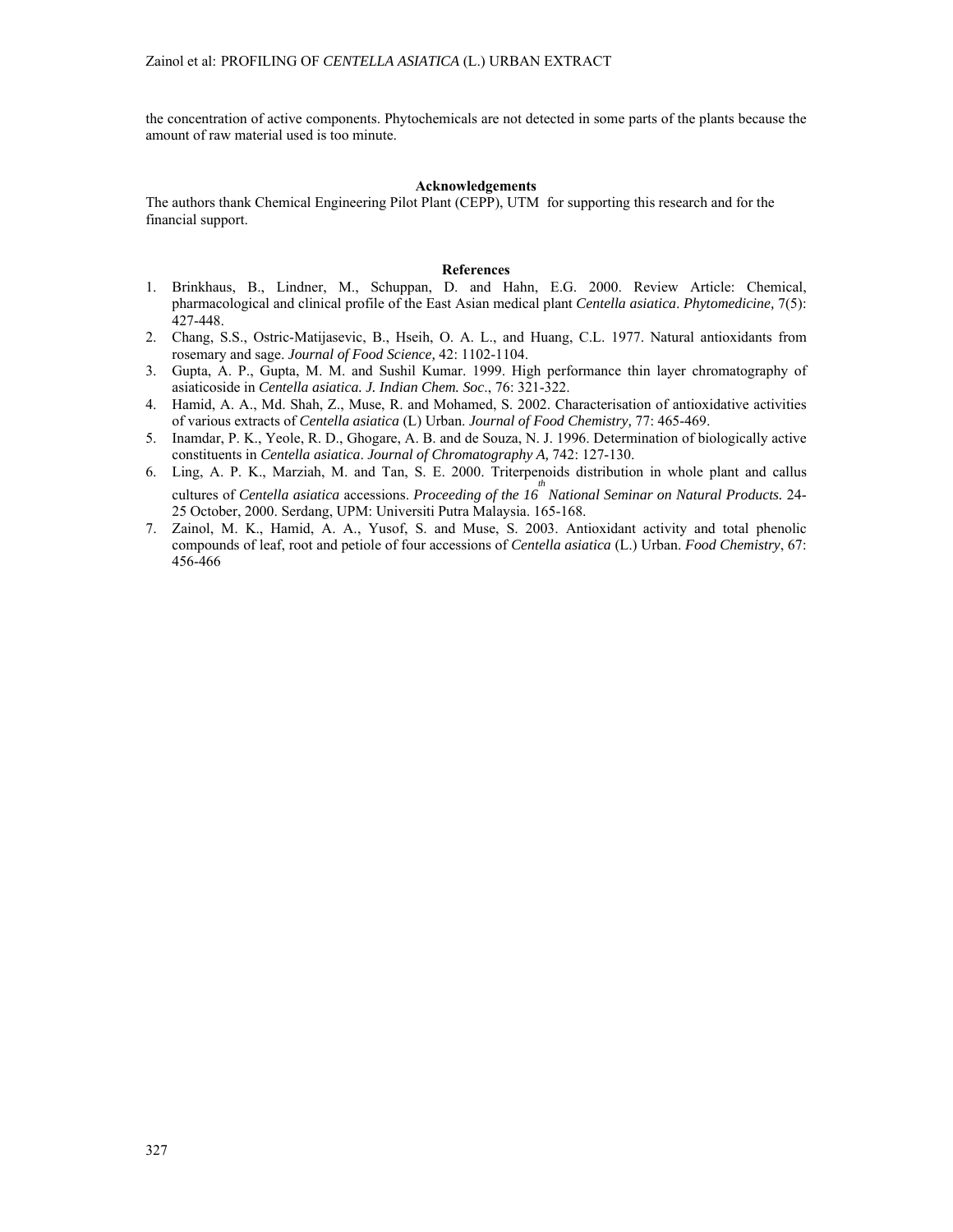the concentration of active components. Phytochemicals are not detected in some parts of the plants because the amount of raw material used is too minute.

## Acknowledgements

The authors thank Chemical Engineering Pilot Plant (CEPP), UTM for supporting this research and for the financial support.

## References

1. Brinkhaus, B., Lindner, M., Schuppan, D. and Hahn, E.G. 2000. Review Article: Chemical, pharmacological and clinical profile of the East Asian medical plant *Centella asiatica*. *Phytomedicine,* 7(5): 427-448.
2. Chang, S.S., Ostric-Matijasevic, B., Hseih, O. A. L., and Huang, C.L. 1977. Natural antioxidants from rosemary and sage. *Journal of Food Science,* 42: 1102-1104.
3. Gupta, A. P., Gupta, M. M. and Sushil Kumar. 1999. High performance thin layer chromatography of asiaticoside in *Centella asiatica. J. Indian Chem. Soc*., 76: 321-322.
4. Hamid, A. A., Md. Shah, Z., Muse, R. and Mohamed, S. 2002. Characterisation of antioxidative activities of various extracts of *Centella asiatica* (L) Urban. *Journal of Food Chemistry,* 77: 465-469.
5. Inamdar, P. K., Yeole, R. D., Ghogare, A. B. and de Souza, N. J. 1996. Determination of biologically active constituents in *Centella asiatica*. *Journal of Chromatography A,* 742: 127-130.
6. Ling, A. P. K., Marziah, M. and Tan, S. E. 2000. Triterpenoids distribution in whole plant and callus cultures of *Centella asiatica* accessions. *Proceeding of the 16th National Seminar on Natural Products.* 24-25 October, 2000. Serdang, UPM: Universiti Putra Malaysia. 165-168.
7. Zainol, M. K., Hamid, A. A., Yusof, S. and Muse, S. 2003. Antioxidant activity and total phenolic compounds of leaf, root and petiole of four accessions of *Centella asiatica* (L.) Urban. *Food Chemistry*, 67: 456-466